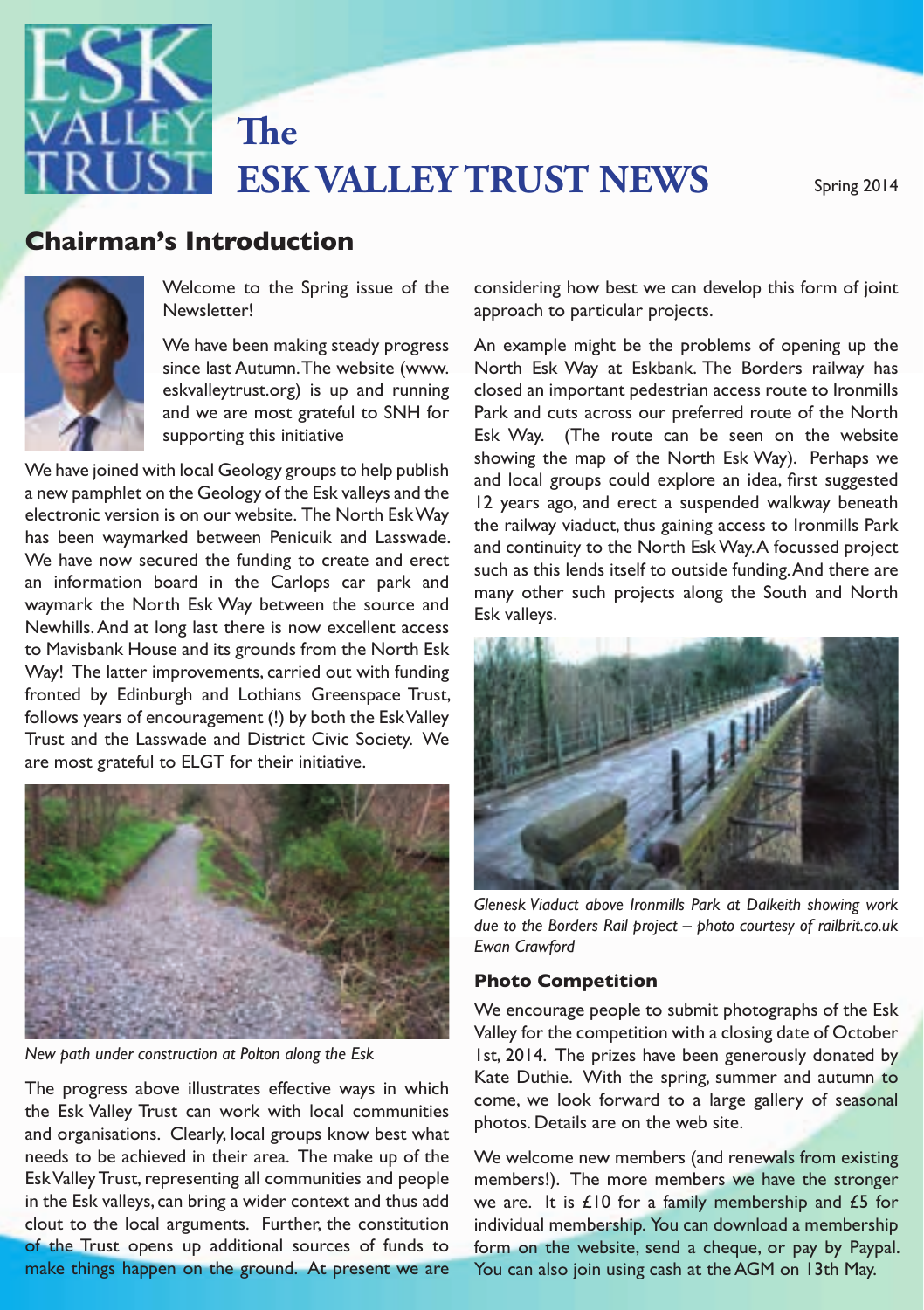# The ESK VALLEY TRUST NEWS

Spring 2014

## Chairman's Introduction

Welcome to the Spring issue of the Newsletter!

We have been making steady progress since last Autumn. The website (www.eskvalleytrust.org) is up and running and we are most grateful to SNH for supporting this initiative

We have joined with local Geology groups to help publish a new pamphlet on the Geology of the Esk valleys and the electronic version is on our website. The North Esk Way has been waymarked between Penicuik and Lasswade. We have now secured the funding to create and erect an information board in the Carlops car park and waymark the North Esk Way between the source and Newhills. And at long last there is now excellent access to Mavisbank House and its grounds from the North Esk Way! The latter improvements, carried out with funding fronted by Edinburgh and Lothians Greenspace Trust, follows years of encouragement (!) by both the Esk Valley Trust and the Lasswade and District Civic Society. We are most grateful to ELGT for their initiative.

*New path under construction at Polton along the Esk*

The progress above illustrates effective ways in which the Esk Valley Trust can work with local communities and organisations. Clearly, local groups know best what needs to be achieved in their area. The make up of the Esk Valley Trust, representing all communities and people in the Esk valleys, can bring a wider context and thus add clout to the local arguments. Further, the constitution of the Trust opens up additional sources of funds to make things happen on the ground. At present we are considering how best we can develop this form of joint approach to particular projects.

An example might be the problems of opening up the North Esk Way at Eskbank. The Borders railway has closed an important pedestrian access route to Ironmills Park and cuts across our preferred route of the North Esk Way. (The route can be seen on the website showing the map of the North Esk Way). Perhaps we and local groups could explore an idea, first suggested 12 years ago, and erect a suspended walkway beneath the railway viaduct, thus gaining access to Ironmills Park and continuity to the North Esk Way. A focussed project such as this lends itself to outside funding. And there are many other such projects along the South and North Esk valleys.

*Glenesk Viaduct above Ironmills Park at Dalkeith showing work due to the Borders Rail project – photo courtesy of railbrit.co.uk Ewan Crawford*

### Photo Competition

We encourage people to submit photographs of the Esk Valley for the competition with a closing date of October 1st, 2014. The prizes have been generously donated by Kate Duthie. With the spring, summer and autumn to come, we look forward to a large gallery of seasonal photos. Details are on the web site.

We welcome new members (and renewals from existing members!). The more members we have the stronger we are. It is £10 for a family membership and £5 for individual membership. You can download a membership form on the website, send a cheque, or pay by Paypal. You can also join using cash at the AGM on 13th May.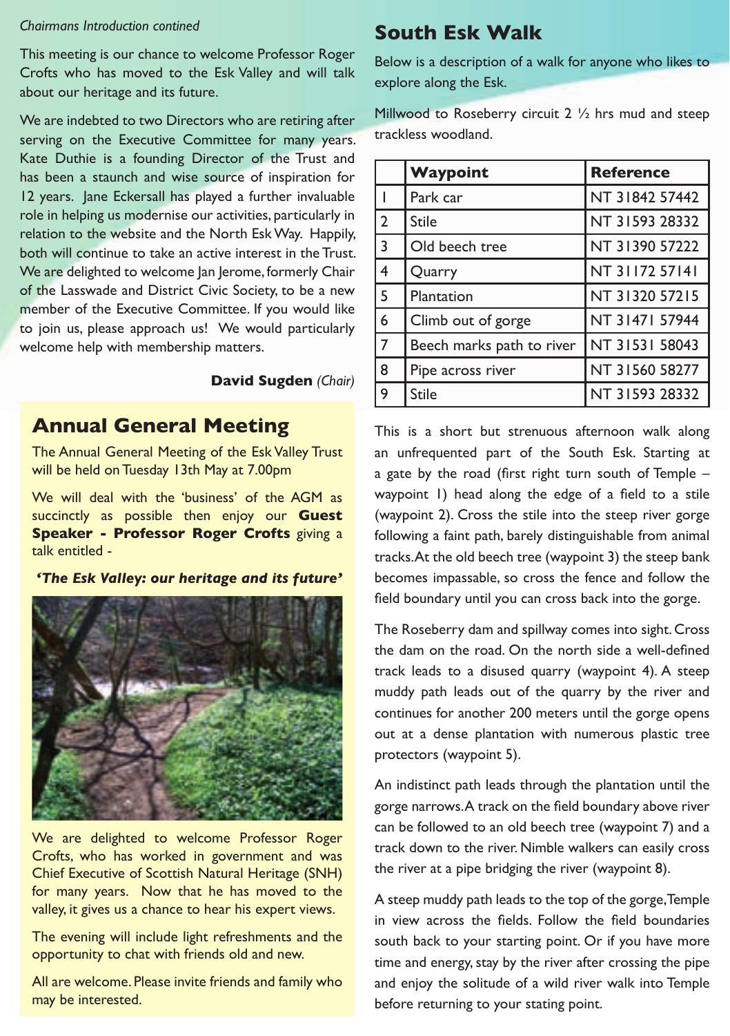*Chairmans Introduction contined*

This meeting is our chance to welcome Professor Roger Crofts who has moved to the Esk Valley and will talk about our heritage and its future.

We are indebted to two Directors who are retiring after serving on the Executive Committee for many years. Kate Duthie is a founding Director of the Trust and has been a staunch and wise source of inspiration for 12 years. Jane Eckersall has played a further invaluable role in helping us modernise our activities, particularly in relation to the website and the North Esk Way. Happily, both will continue to take an active interest in the Trust. We are delighted to welcome Jan Jerome, formerly Chair of the Lasswade and District Civic Society, to be a new member of the Executive Committee. If you would like to join us, please approach us! We would particularly welcome help with membership matters.

**David Sugden** *(Chair)*

## Annual General Meeting

The Annual General Meeting of the Esk Valley Trust will be held on Tuesday 13th May at 7.00pm

We will deal with the 'business' of the AGM as succinctly as possible then enjoy our **Guest Speaker - Professor Roger Crofts** giving a talk entitled -

***'The Esk Valley: our heritage and its future'***

We are delighted to welcome Professor Roger Crofts, who has worked in government and was Chief Executive of Scottish Natural Heritage (SNH) for many years. Now that he has moved to the valley, it gives us a chance to hear his expert views.

The evening will include light refreshments and the opportunity to chat with friends old and new.

All are welcome. Please invite friends and family who may be interested.

## South Esk Walk

Below is a description of a walk for anyone who likes to explore along the Esk.

Millwood to Roseberry circuit 2 ½ hrs mud and steep trackless woodland.

| | Waypoint | Reference |
|---|---|---|
| 1 | Park car | NT 31842 57442 |
| 2 | Stile | NT 31593 28332 |
| 3 | Old beech tree | NT 31390 57222 |
| 4 | Quarry | NT 31172 57141 |
| 5 | Plantation | NT 31320 57215 |
| 6 | Climb out of gorge | NT 31471 57944 |
| 7 | Beech marks path to river | NT 31531 58043 |
| 8 | Pipe across river | NT 31560 58277 |
| 9 | Stile | NT 31593 28332 |

This is a short but strenuous afternoon walk along an unfrequented part of the South Esk. Starting at a gate by the road (first right turn south of Temple – waypoint 1) head along the edge of a field to a stile (waypoint 2). Cross the stile into the steep river gorge following a faint path, barely distinguishable from animal tracks.At the old beech tree (waypoint 3) the steep bank becomes impassable, so cross the fence and follow the field boundary until you can cross back into the gorge.

The Roseberry dam and spillway comes into sight. Cross the dam on the road. On the north side a well-defined track leads to a disused quarry (waypoint 4). A steep muddy path leads out of the quarry by the river and continues for another 200 meters until the gorge opens out at a dense plantation with numerous plastic tree protectors (waypoint 5).

An indistinct path leads through the plantation until the gorge narrows.A track on the field boundary above river can be followed to an old beech tree (waypoint 7) and a track down to the river. Nimble walkers can easily cross the river at a pipe bridging the river (waypoint 8).

A steep muddy path leads to the top of the gorge, Temple in view across the fields. Follow the field boundaries south back to your starting point. Or if you have more time and energy, stay by the river after crossing the pipe and enjoy the solitude of a wild river walk into Temple before returning to your stating point.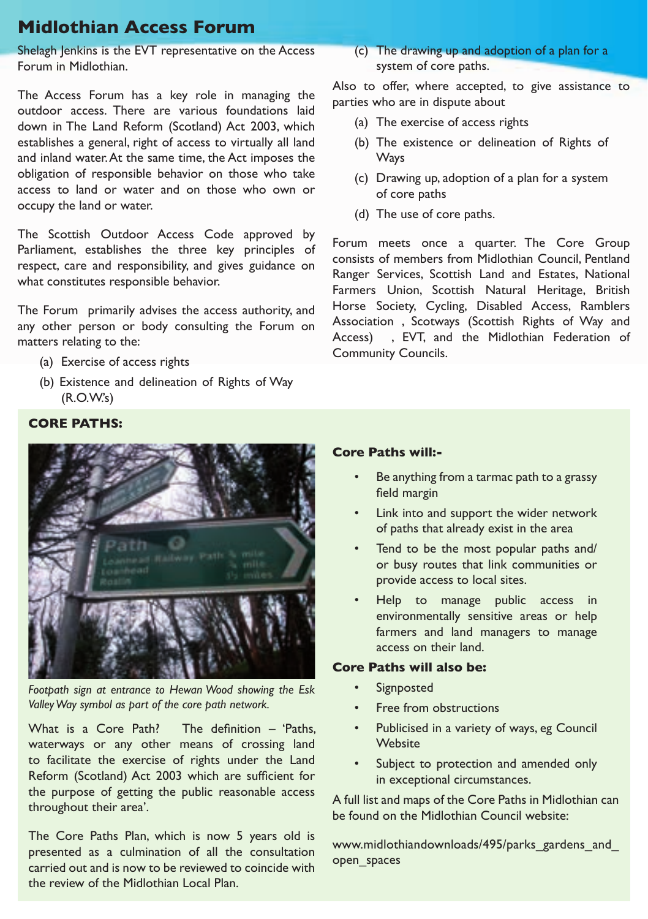# Midlothian Access Forum

Shelagh Jenkins is the EVT representative on the Access Forum in Midlothian.

The Access Forum has a key role in managing the outdoor access. There are various foundations laid down in The Land Reform (Scotland) Act 2003, which establishes a general, right of access to virtually all land and inland water. At the same time, the Act imposes the obligation of responsible behavior on those who take access to land or water and on those who own or occupy the land or water.

The Scottish Outdoor Access Code approved by Parliament, establishes the three key principles of respect, care and responsibility, and gives guidance on what constitutes responsible behavior.

The Forum primarily advises the access authority, and any other person or body consulting the Forum on matters relating to the:

(a) Exercise of access rights

(b) Existence and delineation of Rights of Way (R.O.W.'s)

(c) The drawing up and adoption of a plan for a system of core paths.

Also to offer, where accepted, to give assistance to parties who are in dispute about

(a) The exercise of access rights

(b) The existence or delineation of Rights of Ways

(c) Drawing up, adoption of a plan for a system of core paths

(d) The use of core paths.

Forum meets once a quarter. The Core Group consists of members from Midlothian Council, Pentland Ranger Services, Scottish Land and Estates, National Farmers Union, Scottish Natural Heritage, British Horse Society, Cycling, Disabled Access, Ramblers Association , Scotways (Scottish Rights of Way and Access) , EVT, and the Midlothian Federation of Community Councils.

## CORE PATHS:

*Footpath sign at entrance to Hewan Wood showing the Esk Valley Way symbol as part of the core path network.*

What is a Core Path? The definition – 'Paths, waterways or any other means of crossing land to facilitate the exercise of rights under the Land Reform (Scotland) Act 2003 which are sufficient for the purpose of getting the public reasonable access throughout their area'.

The Core Paths Plan, which is now 5 years old is presented as a culmination of all the consultation carried out and is now to be reviewed to coincide with the review of the Midlothian Local Plan.

### Core Paths will:-

- Be anything from a tarmac path to a grassy field margin
- Link into and support the wider network of paths that already exist in the area
- Tend to be the most popular paths and/or busy routes that link communities or provide access to local sites.
- Help to manage public access in environmentally sensitive areas or help farmers and land managers to manage access on their land.

### Core Paths will also be:

- Signposted
- Free from obstructions
- Publicised in a variety of ways, eg Council Website
- Subject to protection and amended only in exceptional circumstances.

A full list and maps of the Core Paths in Midlothian can be found on the Midlothian Council website:

www.midlothiandownloads/495/parks_gardens_and_open_spaces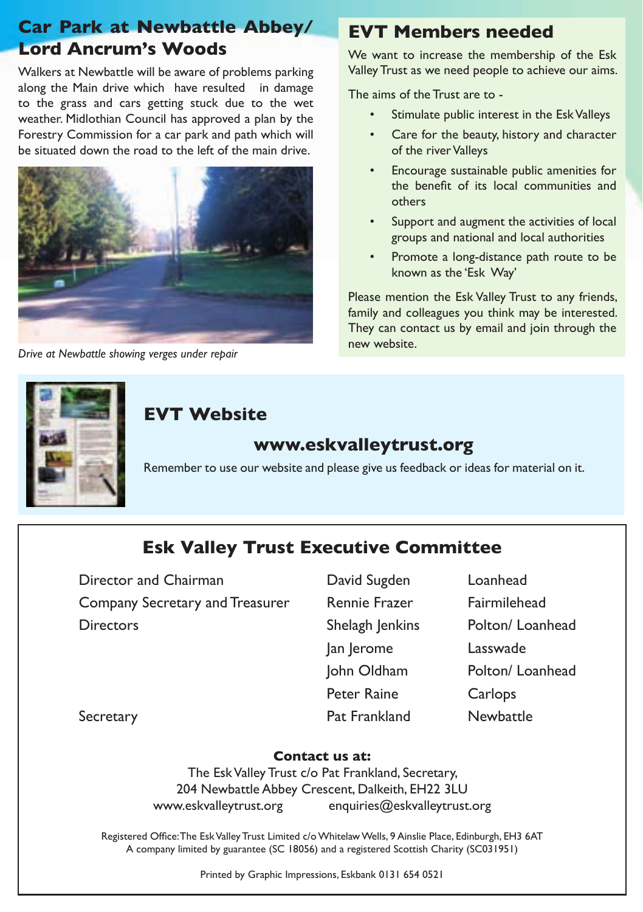## Car Park at Newbattle Abbey/ Lord Ancrum's Woods

Walkers at Newbattle will be aware of problems parking along the Main drive which have resulted in damage to the grass and cars getting stuck due to the wet weather. Midlothian Council has approved a plan by the Forestry Commission for a car park and path which will be situated down the road to the left of the main drive.

*Drive at Newbattle showing verges under repair*

## EVT Members needed

We want to increase the membership of the Esk Valley Trust as we need people to achieve our aims.

The aims of the Trust are to -

- Stimulate public interest in the Esk Valleys
- Care for the beauty, history and character of the river Valleys
- Encourage sustainable public amenities for the benefit of its local communities and others
- Support and augment the activities of local groups and national and local authorities
- Promote a long-distance path route to be known as the 'Esk Way'

Please mention the Esk Valley Trust to any friends, family and colleagues you think may be interested. They can contact us by email and join through the new website.

## EVT Website

### www.eskvalleytrust.org

Remember to use our website and please give us feedback or ideas for material on it.

## Esk Valley Trust Executive Committee

| | | |
|---|---|---|
| Director and Chairman | David Sugden | Loanhead |
| Company Secretary and Treasurer | Rennie Frazer | Fairmilehead |
| Directors | Shelagh Jenkins | Polton/ Loanhead |
| | Jan Jerome | Lasswade |
| | John Oldham | Polton/ Loanhead |
| | Peter Raine | Carlops |
| Secretary | Pat Frankland | Newbattle |

**Contact us at:**

The Esk Valley Trust c/o Pat Frankland, Secretary,
204 Newbattle Abbey Crescent, Dalkeith, EH22 3LU
www.eskvalleytrust.org enquiries@eskvalleytrust.org

Registered Office: The Esk Valley Trust Limited c/o Whitelaw Wells, 9 Ainslie Place, Edinburgh, EH3 6AT
A company limited by guarantee (SC 18056) and a registered Scottish Charity (SC031951)

Printed by Graphic Impressions, Eskbank 0131 654 0521